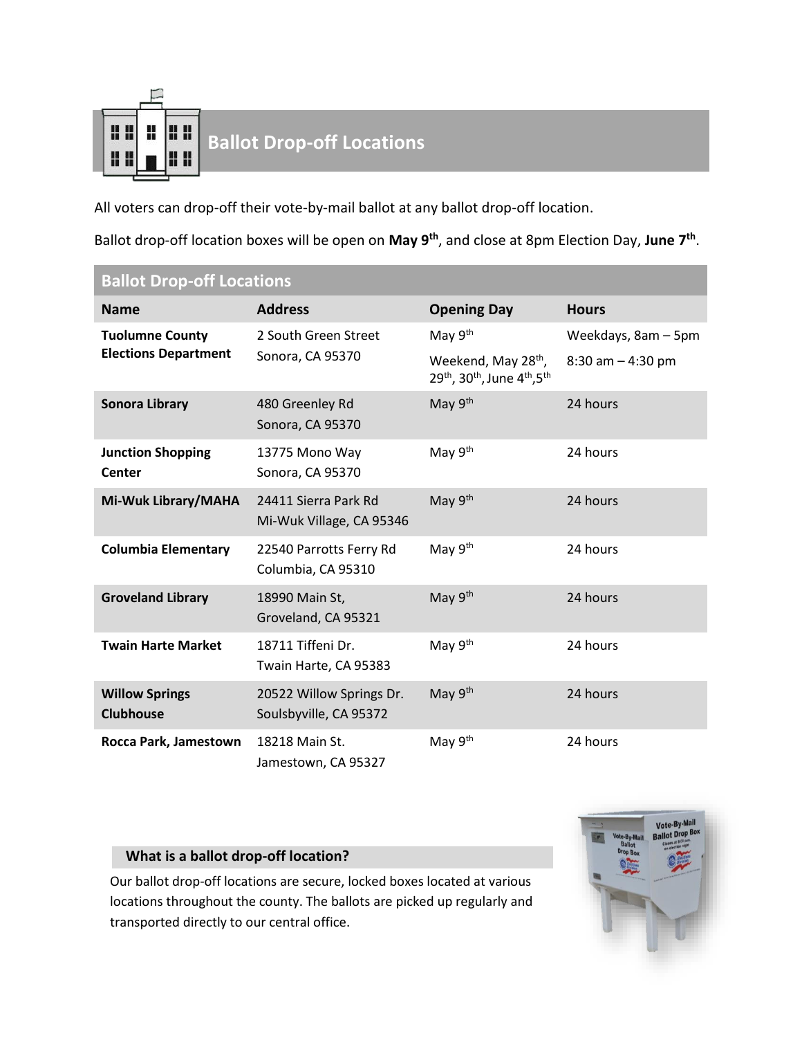## Ballot Drop-off Locations

All voters can drop-off their vote-by-mail ballot at any ballot drop-off location.

Ballot drop-off location boxes will be open on **May 9th**, and close at 8pm Election Day, **June 7th**.

| Ballot Drop-off Locations | | | |
|---|---|---|---|
| **Name** | **Address** | **Opening Day** | **Hours** |
| **Tuolumne County Elections Department** | 2 South Green Street<br>Sonora, CA 95370 | May 9th | Weekdays, 8am – 5pm |
| | | Weekend, May 28th, 29th, 30th, June 4th, 5th | 8:30 am – 4:30 pm |
| **Sonora Library** | 480 Greenley Rd<br>Sonora, CA 95370 | May 9th | 24 hours |
| **Junction Shopping Center** | 13775 Mono Way<br>Sonora, CA 95370 | May 9th | 24 hours |
| **Mi-Wuk Library/MAHA** | 24411 Sierra Park Rd<br>Mi-Wuk Village, CA 95346 | May 9th | 24 hours |
| **Columbia Elementary** | 22540 Parrotts Ferry Rd<br>Columbia, CA 95310 | May 9th | 24 hours |
| **Groveland Library** | 18990 Main St,<br>Groveland, CA 95321 | May 9th | 24 hours |
| **Twain Harte Market** | 18711 Tiffeni Dr.<br>Twain Harte, CA 95383 | May 9th | 24 hours |
| **Willow Springs Clubhouse** | 20522 Willow Springs Dr.<br>Soulsbyville, CA 95372 | May 9th | 24 hours |
| **Rocca Park, Jamestown** | 18218 Main St.<br>Jamestown, CA 95327 | May 9th | 24 hours |

### What is a ballot drop-off location?

Our ballot drop-off locations are secure, locked boxes located at various locations throughout the county. The ballots are picked up regularly and transported directly to our central office.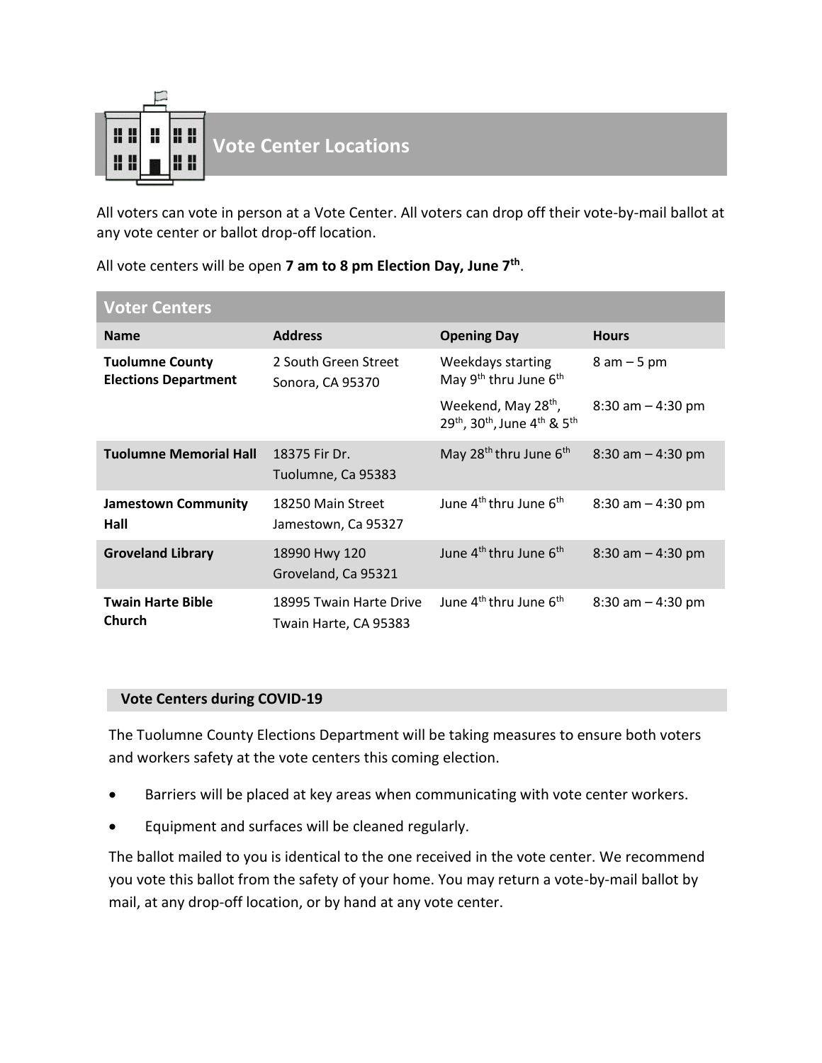# Vote Center Locations

All voters can vote in person at a Vote Center. All voters can drop off their vote-by-mail ballot at any vote center or ballot drop-off location.

All vote centers will be open **7 am to 8 pm Election Day, June 7th**.

| Voter Centers | | | |
|---|---|---|---|
| **Name** | **Address** | **Opening Day** | **Hours** |
| **Tuolumne County Elections Department** | 2 South Green Street Sonora, CA 95370 | Weekdays starting May 9th thru June 6th | 8 am – 5 pm |
| | | Weekend, May 28th, 29th, 30th, June 4th & 5th | 8:30 am – 4:30 pm |
| **Tuolumne Memorial Hall** | 18375 Fir Dr. Tuolumne, Ca 95383 | May 28th thru June 6th | 8:30 am – 4:30 pm |
| **Jamestown Community Hall** | 18250 Main Street Jamestown, Ca 95327 | June 4th thru June 6th | 8:30 am – 4:30 pm |
| **Groveland Library** | 18990 Hwy 120 Groveland, Ca 95321 | June 4th thru June 6th | 8:30 am – 4:30 pm |
| **Twain Harte Bible Church** | 18995 Twain Harte Drive Twain Harte, CA 95383 | June 4th thru June 6th | 8:30 am – 4:30 pm |

## Vote Centers during COVID-19

The Tuolumne County Elections Department will be taking measures to ensure both voters and workers safety at the vote centers this coming election.

- Barriers will be placed at key areas when communicating with vote center workers.
- Equipment and surfaces will be cleaned regularly.

The ballot mailed to you is identical to the one received in the vote center. We recommend you vote this ballot from the safety of your home. You may return a vote-by-mail ballot by mail, at any drop-off location, or by hand at any vote center.